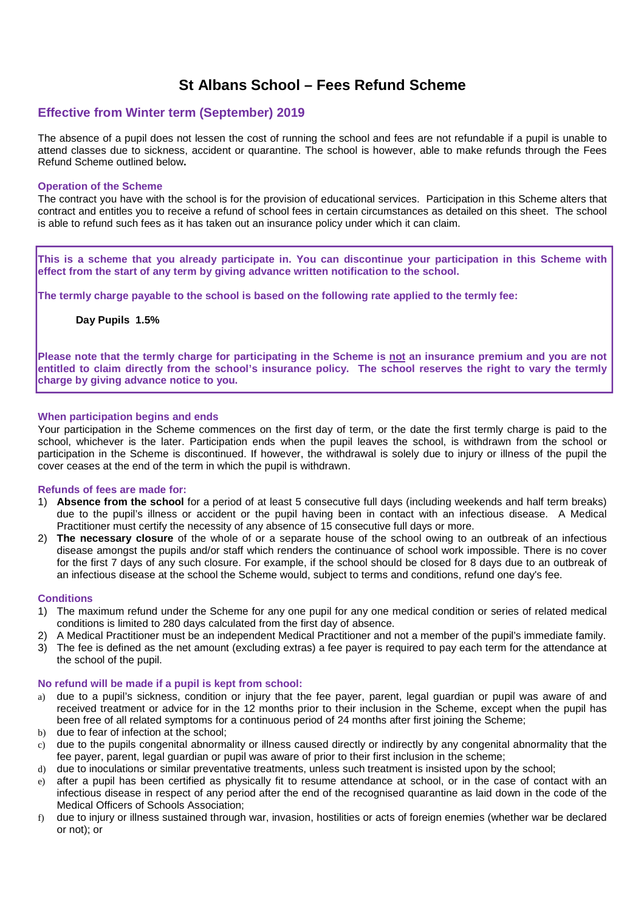# St Albans School – Fees Refund Scheme

## Effective from Winter term (September) 2019

The absence of a pupil does not lessen the cost of running the school and fees are not refundable if a pupil is unable to attend classes due to sickness, accident or quarantine. The school is however, able to make refunds through the Fees Refund Scheme outlined below**.**

### Operation of the Scheme

The contract you have with the school is for the provision of educational services. Participation in this Scheme alters that contract and entitles you to receive a refund of school fees in certain circumstances as detailed on this sheet. The school is able to refund such fees as it has taken out an insurance policy under which it can claim.

**This is a scheme that you already participate in. You can discontinue your participation in this Scheme with effect from the start of any term by giving advance written notification to the school.**

**The termly charge payable to the school is based on the following rate applied to the termly fee:**

**Day Pupils 1.5%**

**Please note that the termly charge for participating in the Scheme is not an insurance premium and you are not entitled to claim directly from the school's insurance policy. The school reserves the right to vary the termly charge by giving advance notice to you.**

### When participation begins and ends

Your participation in the Scheme commences on the first day of term, or the date the first termly charge is paid to the school, whichever is the later. Participation ends when the pupil leaves the school, is withdrawn from the school or participation in the Scheme is discontinued. If however, the withdrawal is solely due to injury or illness of the pupil the cover ceases at the end of the term in which the pupil is withdrawn.

### Refunds of fees are made for:

1) **Absence from the school** for a period of at least 5 consecutive full days (including weekends and half term breaks) due to the pupil's illness or accident or the pupil having been in contact with an infectious disease. A Medical Practitioner must certify the necessity of any absence of 15 consecutive full days or more.
2) **The necessary closure** of the whole of or a separate house of the school owing to an outbreak of an infectious disease amongst the pupils and/or staff which renders the continuance of school work impossible. There is no cover for the first 7 days of any such closure. For example, if the school should be closed for 8 days due to an outbreak of an infectious disease at the school the Scheme would, subject to terms and conditions, refund one day's fee.

### Conditions

1) The maximum refund under the Scheme for any one pupil for any one medical condition or series of related medical conditions is limited to 280 days calculated from the first day of absence.
2) A Medical Practitioner must be an independent Medical Practitioner and not a member of the pupil's immediate family.
3) The fee is defined as the net amount (excluding extras) a fee payer is required to pay each term for the attendance at the school of the pupil.

### No refund will be made if a pupil is kept from school:

a) due to a pupil's sickness, condition or injury that the fee payer, parent, legal guardian or pupil was aware of and received treatment or advice for in the 12 months prior to their inclusion in the Scheme, except when the pupil has been free of all related symptoms for a continuous period of 24 months after first joining the Scheme;
b) due to fear of infection at the school;
c) due to the pupils congenital abnormality or illness caused directly or indirectly by any congenital abnormality that the fee payer, parent, legal guardian or pupil was aware of prior to their first inclusion in the scheme;
d) due to inoculations or similar preventative treatments, unless such treatment is insisted upon by the school;
e) after a pupil has been certified as physically fit to resume attendance at school, or in the case of contact with an infectious disease in respect of any period after the end of the recognised quarantine as laid down in the code of the Medical Officers of Schools Association;
f) due to injury or illness sustained through war, invasion, hostilities or acts of foreign enemies (whether war be declared or not); or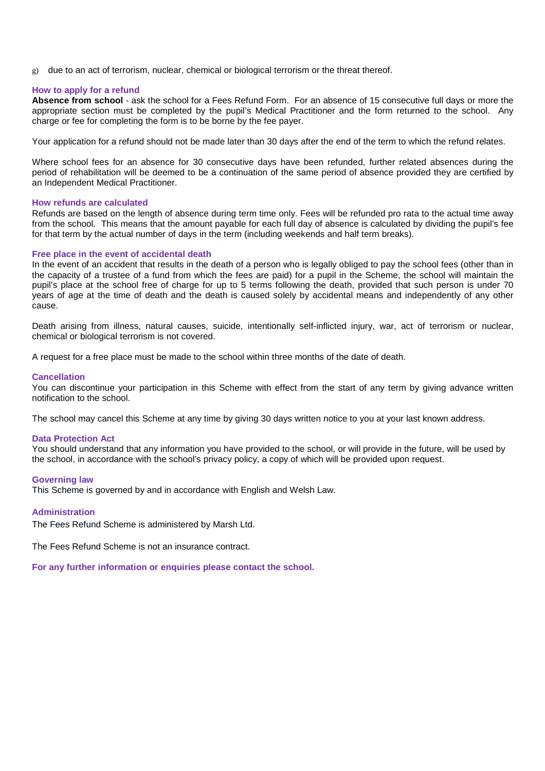g) due to an act of terrorism, nuclear, chemical or biological terrorism or the threat thereof.

## How to apply for a refund

**Absence from school** - ask the school for a Fees Refund Form. For an absence of 15 consecutive full days or more the appropriate section must be completed by the pupil's Medical Practitioner and the form returned to the school. Any charge or fee for completing the form is to be borne by the fee payer.

Your application for a refund should not be made later than 30 days after the end of the term to which the refund relates.

Where school fees for an absence for 30 consecutive days have been refunded, further related absences during the period of rehabilitation will be deemed to be a continuation of the same period of absence provided they are certified by an Independent Medical Practitioner.

## How refunds are calculated

Refunds are based on the length of absence during term time only. Fees will be refunded pro rata to the actual time away from the school. This means that the amount payable for each full day of absence is calculated by dividing the pupil's fee for that term by the actual number of days in the term (including weekends and half term breaks).

## Free place in the event of accidental death

In the event of an accident that results in the death of a person who is legally obliged to pay the school fees (other than in the capacity of a trustee of a fund from which the fees are paid) for a pupil in the Scheme, the school will maintain the pupil's place at the school free of charge for up to 5 terms following the death, provided that such person is under 70 years of age at the time of death and the death is caused solely by accidental means and independently of any other cause.

Death arising from illness, natural causes, suicide, intentionally self-inflicted injury, war, act of terrorism or nuclear, chemical or biological terrorism is not covered.

A request for a free place must be made to the school within three months of the date of death.

## Cancellation

You can discontinue your participation in this Scheme with effect from the start of any term by giving advance written notification to the school.

The school may cancel this Scheme at any time by giving 30 days written notice to you at your last known address.

## Data Protection Act

You should understand that any information you have provided to the school, or will provide in the future, will be used by the school, in accordance with the school's privacy policy, a copy of which will be provided upon request.

## Governing law

This Scheme is governed by and in accordance with English and Welsh Law.

## Administration

The Fees Refund Scheme is administered by Marsh Ltd.

The Fees Refund Scheme is not an insurance contract.

**For any further information or enquiries please contact the school.**